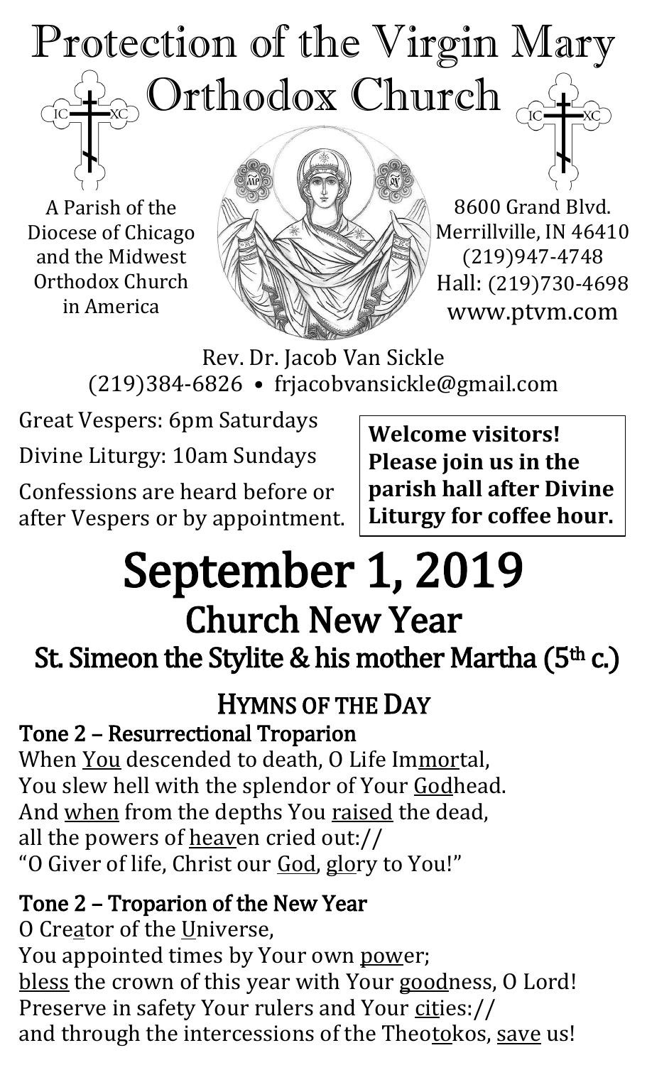# Protection of the Virgin Mary Orthodox Church

A Parish of the Diocese of Chicago and the Midwest Orthodox Church in America

8600 Grand Blvd.
Merrillville, IN 46410
(219)947-4748
Hall: (219)730-4698
www.ptvm.com

Rev. Dr. Jacob Van Sickle
(219)384-6826 • frjacobvansickle@gmail.com

Great Vespers: 6pm Saturdays

Divine Liturgy: 10am Sundays

Confessions are heard before or after Vespers or by appointment.

**Welcome visitors! Please join us in the parish hall after Divine Liturgy for coffee hour.**

# September 1, 2019

## Church New Year

## St. Simeon the Stylite & his mother Martha (5th c.)

## HYMNS OF THE DAY

### Tone 2 – Resurrectional Troparion

When You descended to death, O Life Immortal,
You slew hell with the splendor of Your Godhead.
And when from the depths You raised the dead,
all the powers of heaven cried out://
"O Giver of life, Christ our God, glory to You!"

### Tone 2 – Troparion of the New Year

O Creator of the Universe,
You appointed times by Your own power;
bless the crown of this year with Your goodness, O Lord!
Preserve in safety Your rulers and Your cities://
and through the intercessions of the Theotokos, save us!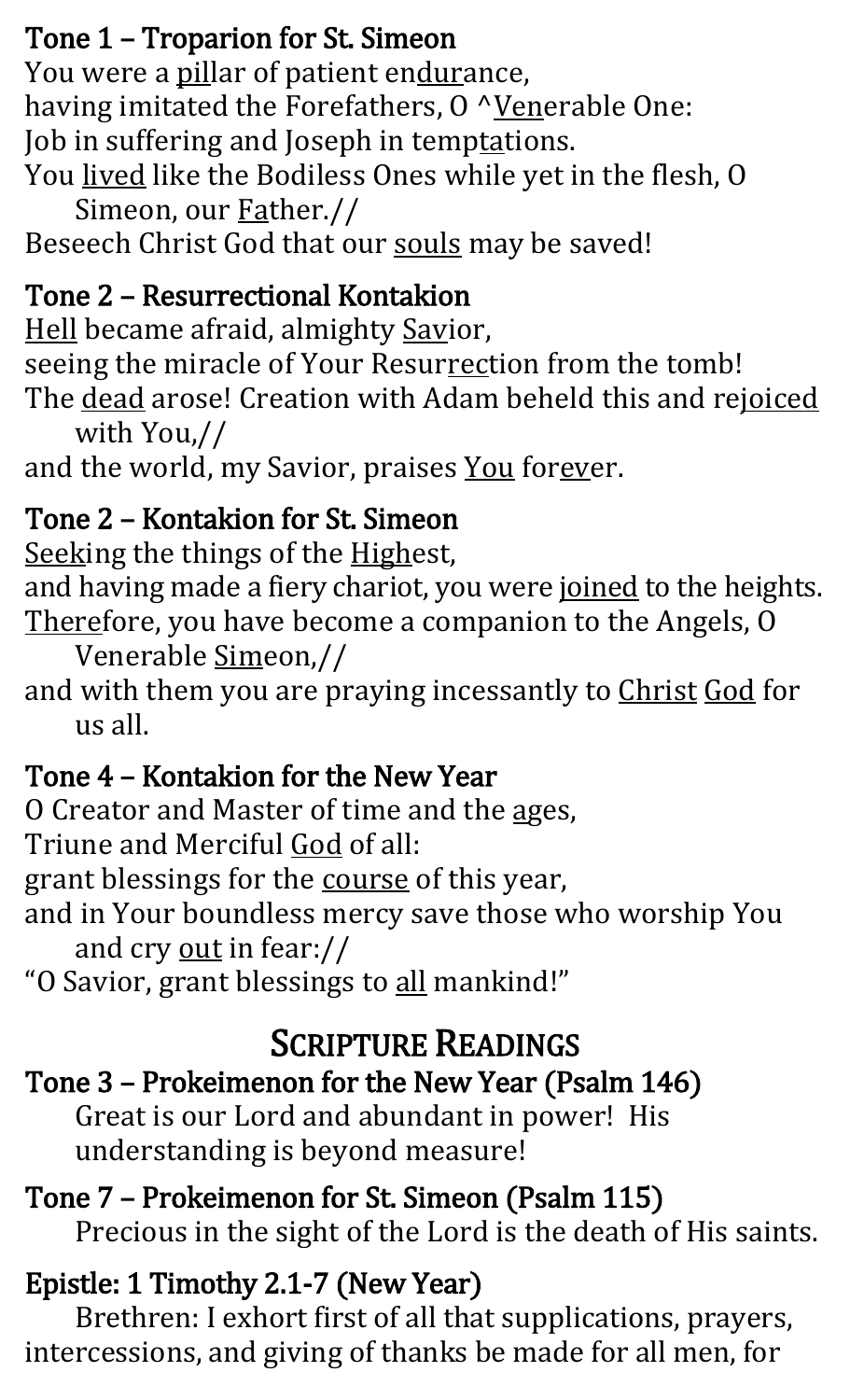### Tone 1 – Troparion for St. Simeon

You were a pillar of patient endurance,
having imitated the Forefathers, O ^Venerable One:
Job in suffering and Joseph in temptations.
You lived like the Bodiless Ones while yet in the flesh, O Simeon, our Father.//
Beseech Christ God that our souls may be saved!

### Tone 2 – Resurrectional Kontakion

Hell became afraid, almighty Savior,
seeing the miracle of Your Resurrection from the tomb!
The dead arose! Creation with Adam beheld this and rejoiced with You,//
and the world, my Savior, praises You forever.

### Tone 2 – Kontakion for St. Simeon

Seeking the things of the Highest,
and having made a fiery chariot, you were joined to the heights.
Therefore, you have become a companion to the Angels, O Venerable Simeon,//
and with them you are praying incessantly to Christ God for us all.

### Tone 4 – Kontakion for the New Year

O Creator and Master of time and the ages,
Triune and Merciful God of all:
grant blessings for the course of this year,
and in Your boundless mercy save those who worship You and cry out in fear://
"O Savior, grant blessings to all mankind!"

## Scripture Readings

### Tone 3 – Prokeimenon for the New Year (Psalm 146)

Great is our Lord and abundant in power! His understanding is beyond measure!

### Tone 7 – Prokeimenon for St. Simeon (Psalm 115)

Precious in the sight of the Lord is the death of His saints.

### Epistle: 1 Timothy 2.1-7 (New Year)

Brethren: I exhort first of all that supplications, prayers, intercessions, and giving of thanks be made for all men, for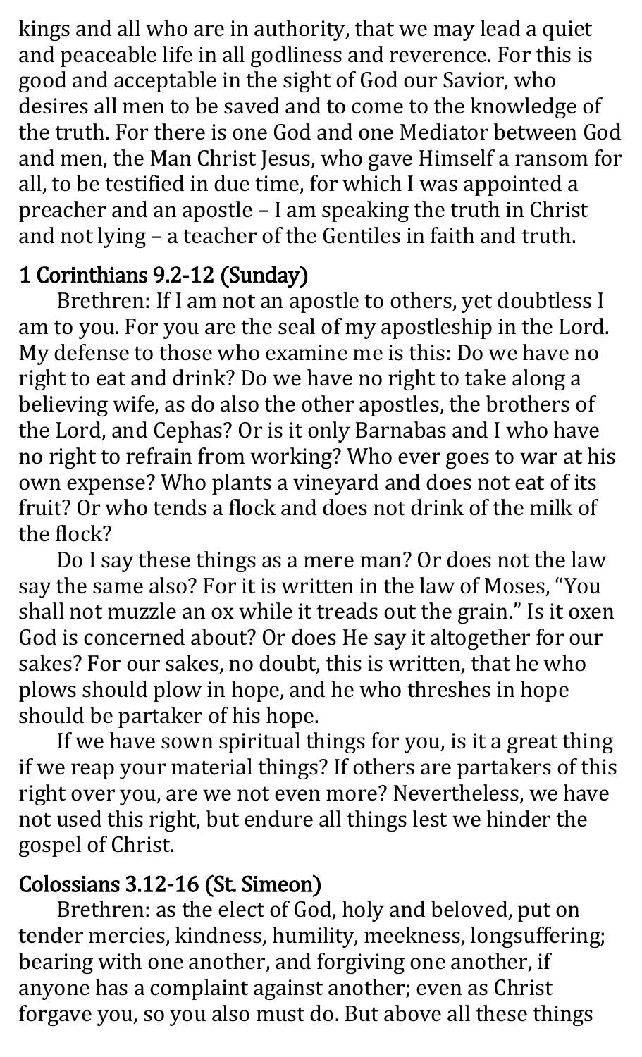kings and all who are in authority, that we may lead a quiet and peaceable life in all godliness and reverence. For this is good and acceptable in the sight of God our Savior, who desires all men to be saved and to come to the knowledge of the truth. For there is one God and one Mediator between God and men, the Man Christ Jesus, who gave Himself a ransom for all, to be testified in due time, for which I was appointed a preacher and an apostle – I am speaking the truth in Christ and not lying – a teacher of the Gentiles in faith and truth.

## 1 Corinthians 9.2-12 (Sunday)

Brethren: If I am not an apostle to others, yet doubtless I am to you. For you are the seal of my apostleship in the Lord. My defense to those who examine me is this: Do we have no right to eat and drink? Do we have no right to take along a believing wife, as do also the other apostles, the brothers of the Lord, and Cephas? Or is it only Barnabas and I who have no right to refrain from working? Who ever goes to war at his own expense? Who plants a vineyard and does not eat of its fruit? Or who tends a flock and does not drink of the milk of the flock?

Do I say these things as a mere man? Or does not the law say the same also? For it is written in the law of Moses, "You shall not muzzle an ox while it treads out the grain." Is it oxen God is concerned about? Or does He say it altogether for our sakes? For our sakes, no doubt, this is written, that he who plows should plow in hope, and he who threshes in hope should be partaker of his hope.

If we have sown spiritual things for you, is it a great thing if we reap your material things? If others are partakers of this right over you, are we not even more? Nevertheless, we have not used this right, but endure all things lest we hinder the gospel of Christ.

## Colossians 3.12-16 (St. Simeon)

Brethren: as the elect of God, holy and beloved, put on tender mercies, kindness, humility, meekness, longsuffering; bearing with one another, and forgiving one another, if anyone has a complaint against another; even as Christ forgave you, so you also must do. But above all these things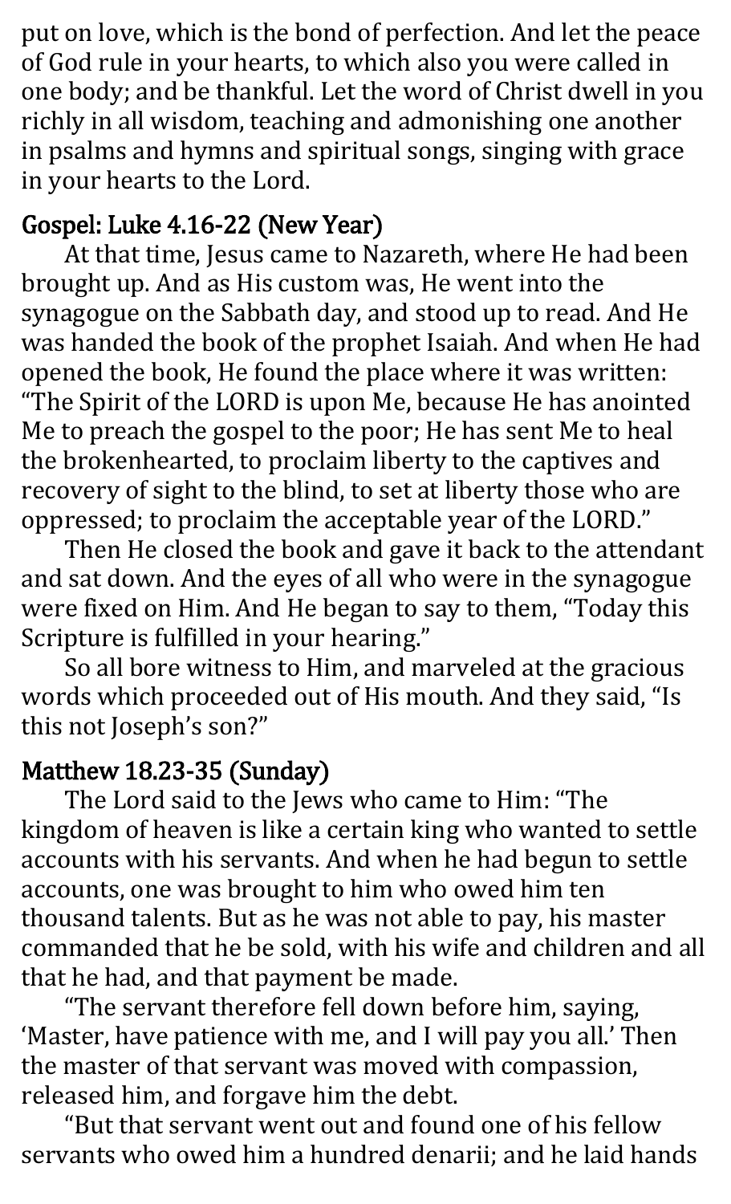put on love, which is the bond of perfection. And let the peace of God rule in your hearts, to which also you were called in one body; and be thankful. Let the word of Christ dwell in you richly in all wisdom, teaching and admonishing one another in psalms and hymns and spiritual songs, singing with grace in your hearts to the Lord.

### Gospel: Luke 4.16-22 (New Year)

At that time, Jesus came to Nazareth, where He had been brought up. And as His custom was, He went into the synagogue on the Sabbath day, and stood up to read. And He was handed the book of the prophet Isaiah. And when He had opened the book, He found the place where it was written: "The Spirit of the LORD is upon Me, because He has anointed Me to preach the gospel to the poor; He has sent Me to heal the brokenhearted, to proclaim liberty to the captives and recovery of sight to the blind, to set at liberty those who are oppressed; to proclaim the acceptable year of the LORD."

Then He closed the book and gave it back to the attendant and sat down. And the eyes of all who were in the synagogue were fixed on Him. And He began to say to them, "Today this Scripture is fulfilled in your hearing."

So all bore witness to Him, and marveled at the gracious words which proceeded out of His mouth. And they said, "Is this not Joseph's son?"

### Matthew 18.23-35 (Sunday)

The Lord said to the Jews who came to Him: "The kingdom of heaven is like a certain king who wanted to settle accounts with his servants. And when he had begun to settle accounts, one was brought to him who owed him ten thousand talents. But as he was not able to pay, his master commanded that he be sold, with his wife and children and all that he had, and that payment be made.

"The servant therefore fell down before him, saying, 'Master, have patience with me, and I will pay you all.' Then the master of that servant was moved with compassion, released him, and forgave him the debt.

"But that servant went out and found one of his fellow servants who owed him a hundred denarii; and he laid hands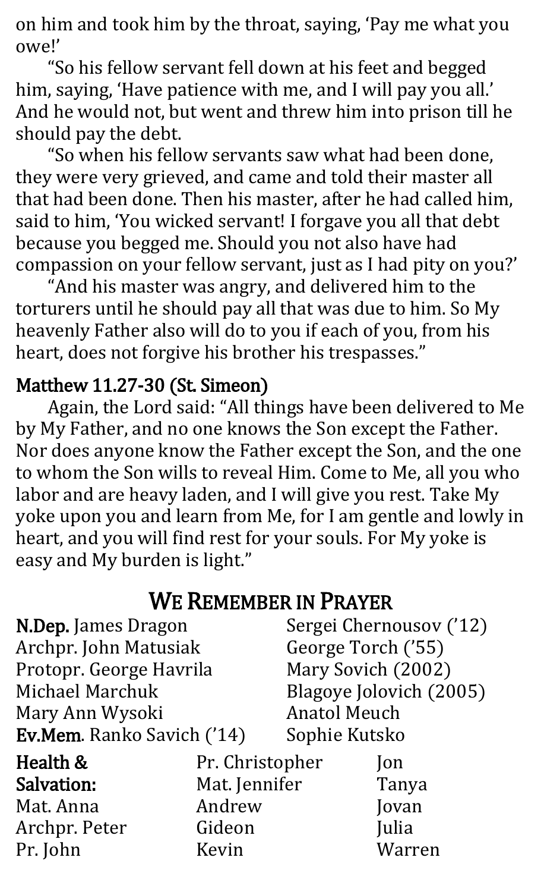on him and took him by the throat, saying, 'Pay me what you owe!'

"So his fellow servant fell down at his feet and begged him, saying, 'Have patience with me, and I will pay you all.' And he would not, but went and threw him into prison till he should pay the debt.

"So when his fellow servants saw what had been done, they were very grieved, and came and told their master all that had been done. Then his master, after he had called him, said to him, 'You wicked servant! I forgave you all that debt because you begged me. Should you not also have had compassion on your fellow servant, just as I had pity on you?'

"And his master was angry, and delivered him to the torturers until he should pay all that was due to him. So My heavenly Father also will do to you if each of you, from his heart, does not forgive his brother his trespasses."

### Matthew 11.27-30 (St. Simeon)

Again, the Lord said: "All things have been delivered to Me by My Father, and no one knows the Son except the Father. Nor does anyone know the Father except the Son, and the one to whom the Son wills to reveal Him. Come to Me, all you who labor and are heavy laden, and I will give you rest. Take My yoke upon you and learn from Me, for I am gentle and lowly in heart, and you will find rest for your souls. For My yoke is easy and My burden is light."

## We Remember in Prayer

**N.Dep.** James Dragon
Archpr. John Matusiak
Protopr. George Havrila
Michael Marchuk
Mary Ann Wysoki
**Ev.Mem.** Ranko Savich ('14)
Sergei Chernousov ('12)
George Torch ('55)
Mary Sovich (2002)
Blagoye Jolovich (2005)
Anatol Meuch
Sophie Kutsko

**Health & Salvation:**
Mat. Anna
Archpr. Peter
Pr. John
Pr. Christopher
Mat. Jennifer
Andrew
Gideon
Kevin
Jon
Tanya
Jovan
Julia
Warren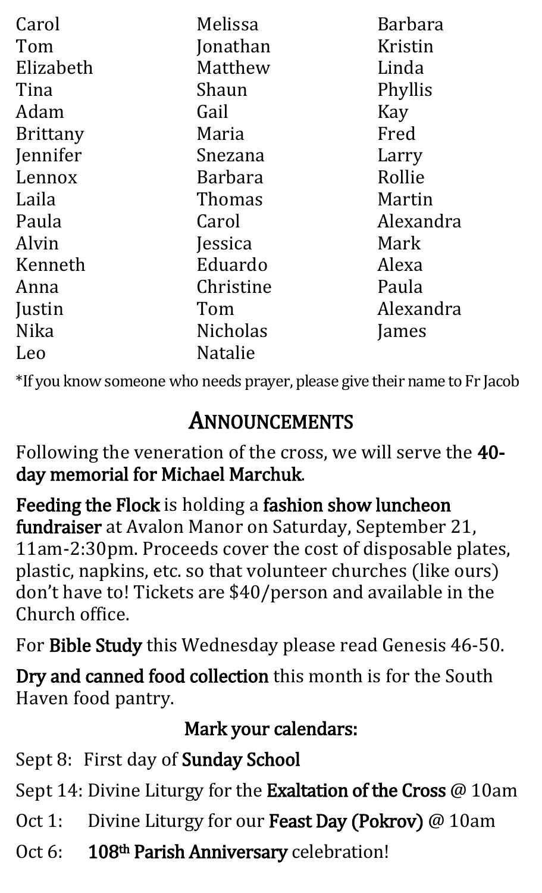Carol
Tom
Elizabeth
Tina
Adam
Brittany
Jennifer
Lennox
Laila
Paula
Alvin
Kenneth
Anna
Justin
Nika
Leo
Melissa
Jonathan
Matthew
Shaun
Gail
Maria
Snezana
Barbara
Thomas
Carol
Jessica
Eduardo
Christine
Tom
Nicholas
Natalie
Barbara
Kristin
Linda
Phyllis
Kay
Fred
Larry
Rollie
Martin
Alexandra
Mark
Alexa
Paula
Alexandra
James

*If you know someone who needs prayer, please give their name to Fr Jacob

## Announcements

Following the veneration of the cross, we will serve the **40-day memorial for Michael Marchuk**.

**Feeding the Flock** is holding a **fashion show luncheon fundraiser** at Avalon Manor on Saturday, September 21, 11am-2:30pm. Proceeds cover the cost of disposable plates, plastic, napkins, etc. so that volunteer churches (like ours) don't have to! Tickets are $40/person and available in the Church office.

For **Bible Study** this Wednesday please read Genesis 46-50.

**Dry and canned food collection** this month is for the South Haven food pantry.

### Mark your calendars:

Sept 8: First day of **Sunday School**

Sept 14: Divine Liturgy for the **Exaltation of the Cross** @ 10am

Oct 1: Divine Liturgy for our **Feast Day (Pokrov)** @ 10am

Oct 6: **108th Parish Anniversary** celebration!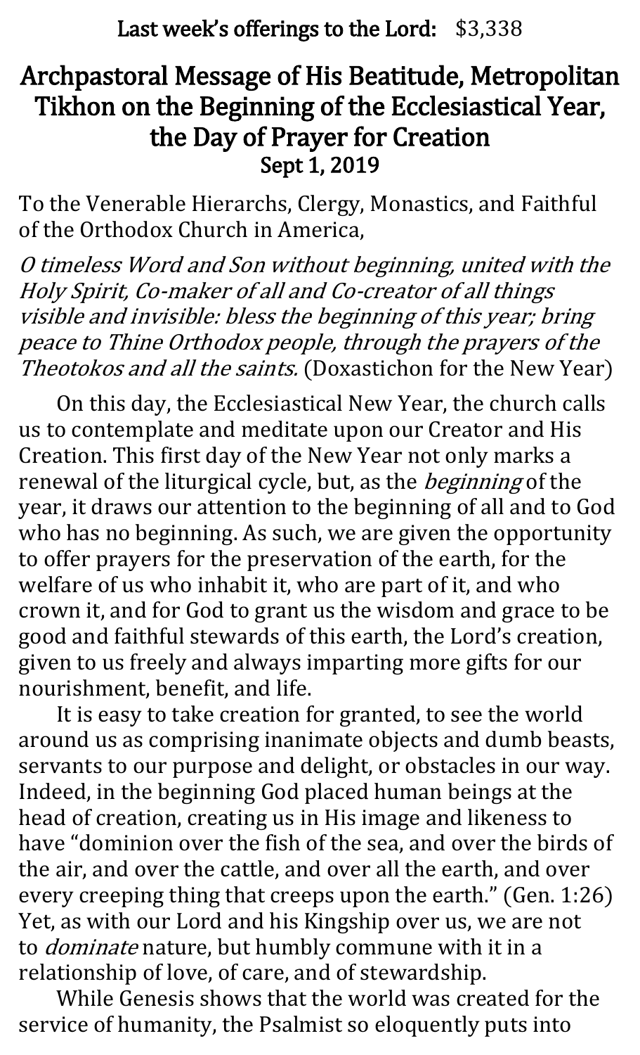**Last week's offerings to the Lord:** $3,338

## Archpastoral Message of His Beatitude, Metropolitan Tikhon on the Beginning of the Ecclesiastical Year, the Day of Prayer for Creation
**Sept 1, 2019**

To the Venerable Hierarchs, Clergy, Monastics, and Faithful of the Orthodox Church in America,

*O timeless Word and Son without beginning, united with the Holy Spirit, Co-maker of all and Co-creator of all things visible and invisible: bless the beginning of this year; bring peace to Thine Orthodox people, through the prayers of the Theotokos and all the saints.* (Doxastichon for the New Year)

On this day, the Ecclesiastical New Year, the church calls us to contemplate and meditate upon our Creator and His Creation. This first day of the New Year not only marks a renewal of the liturgical cycle, but, as the *beginning* of the year, it draws our attention to the beginning of all and to God who has no beginning. As such, we are given the opportunity to offer prayers for the preservation of the earth, for the welfare of us who inhabit it, who are part of it, and who crown it, and for God to grant us the wisdom and grace to be good and faithful stewards of this earth, the Lord's creation, given to us freely and always imparting more gifts for our nourishment, benefit, and life.

It is easy to take creation for granted, to see the world around us as comprising inanimate objects and dumb beasts, servants to our purpose and delight, or obstacles in our way. Indeed, in the beginning God placed human beings at the head of creation, creating us in His image and likeness to have "dominion over the fish of the sea, and over the birds of the air, and over the cattle, and over all the earth, and over every creeping thing that creeps upon the earth." (Gen. 1:26) Yet, as with our Lord and his Kingship over us, we are not to *dominate* nature, but humbly commune with it in a relationship of love, of care, and of stewardship.

While Genesis shows that the world was created for the service of humanity, the Psalmist so eloquently puts into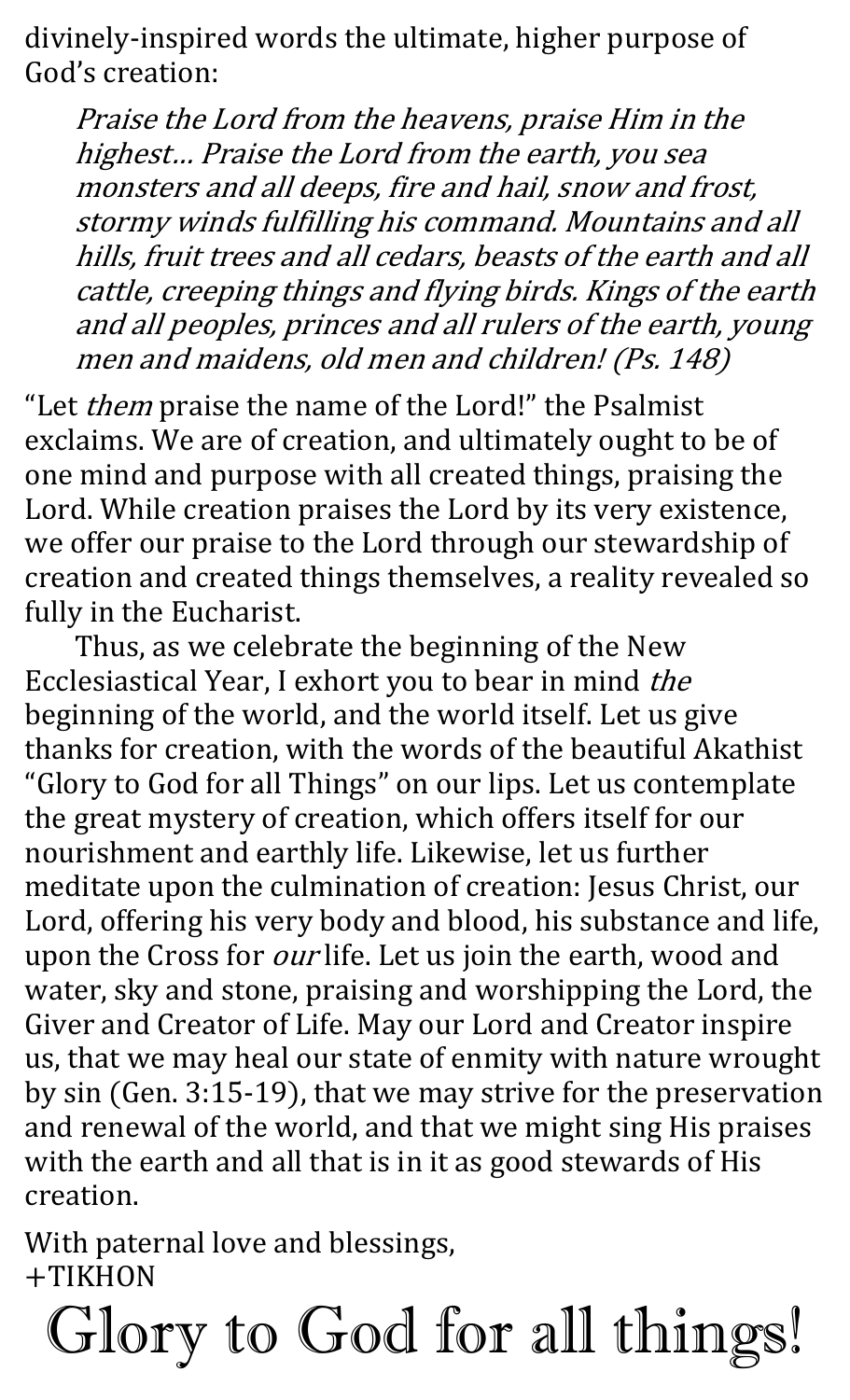divinely-inspired words the ultimate, higher purpose of God's creation:

> *Praise the Lord from the heavens, praise Him in the highest… Praise the Lord from the earth, you sea monsters and all deeps, fire and hail, snow and frost, stormy winds fulfilling his command. Mountains and all hills, fruit trees and all cedars, beasts of the earth and all cattle, creeping things and flying birds. Kings of the earth and all peoples, princes and all rulers of the earth, young men and maidens, old men and children! (Ps. 148)*

"Let *them* praise the name of the Lord!" the Psalmist exclaims. We are of creation, and ultimately ought to be of one mind and purpose with all created things, praising the Lord. While creation praises the Lord by its very existence, we offer our praise to the Lord through our stewardship of creation and created things themselves, a reality revealed so fully in the Eucharist.

Thus, as we celebrate the beginning of the New Ecclesiastical Year, I exhort you to bear in mind *the* beginning of the world, and the world itself. Let us give thanks for creation, with the words of the beautiful Akathist "Glory to God for all Things" on our lips. Let us contemplate the great mystery of creation, which offers itself for our nourishment and earthly life. Likewise, let us further meditate upon the culmination of creation: Jesus Christ, our Lord, offering his very body and blood, his substance and life, upon the Cross for *our* life. Let us join the earth, wood and water, sky and stone, praising and worshipping the Lord, the Giver and Creator of Life. May our Lord and Creator inspire us, that we may heal our state of enmity with nature wrought by sin (Gen. 3:15-19), that we may strive for the preservation and renewal of the world, and that we might sing His praises with the earth and all that is in it as good stewards of His creation.

With paternal love and blessings,
+TIKHON

# Glory to God for all things!